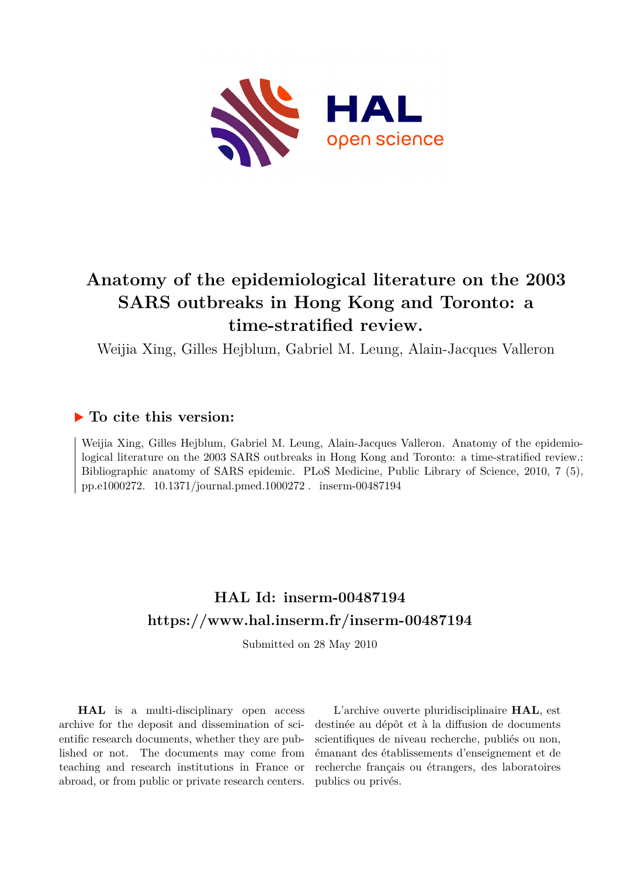# Anatomy of the epidemiological literature on the 2003 SARS outbreaks in Hong Kong and Toronto: a time-stratified review.

Weijia Xing, Gilles Hejblum, Gabriel M. Leung, Alain-Jacques Valleron

## ▶ To cite this version:

Weijia Xing, Gilles Hejblum, Gabriel M. Leung, Alain-Jacques Valleron. Anatomy of the epidemiological literature on the 2003 SARS outbreaks in Hong Kong and Toronto: a time-stratified review.: Bibliographic anatomy of SARS epidemic. PLoS Medicine, Public Library of Science, 2010, 7 (5), pp.e1000272. 10.1371/journal.pmed.1000272 . inserm-00487194

## HAL Id: inserm-00487194
## https://www.hal.inserm.fr/inserm-00487194

Submitted on 28 May 2010

**HAL** is a multi-disciplinary open access archive for the deposit and dissemination of scientific research documents, whether they are published or not. The documents may come from teaching and research institutions in France or abroad, or from public or private research centers.

L'archive ouverte pluridisciplinaire **HAL**, est destinée au dépôt et à la diffusion de documents scientifiques de niveau recherche, publiés ou non, émanant des établissements d'enseignement et de recherche français ou étrangers, des laboratoires publics ou privés.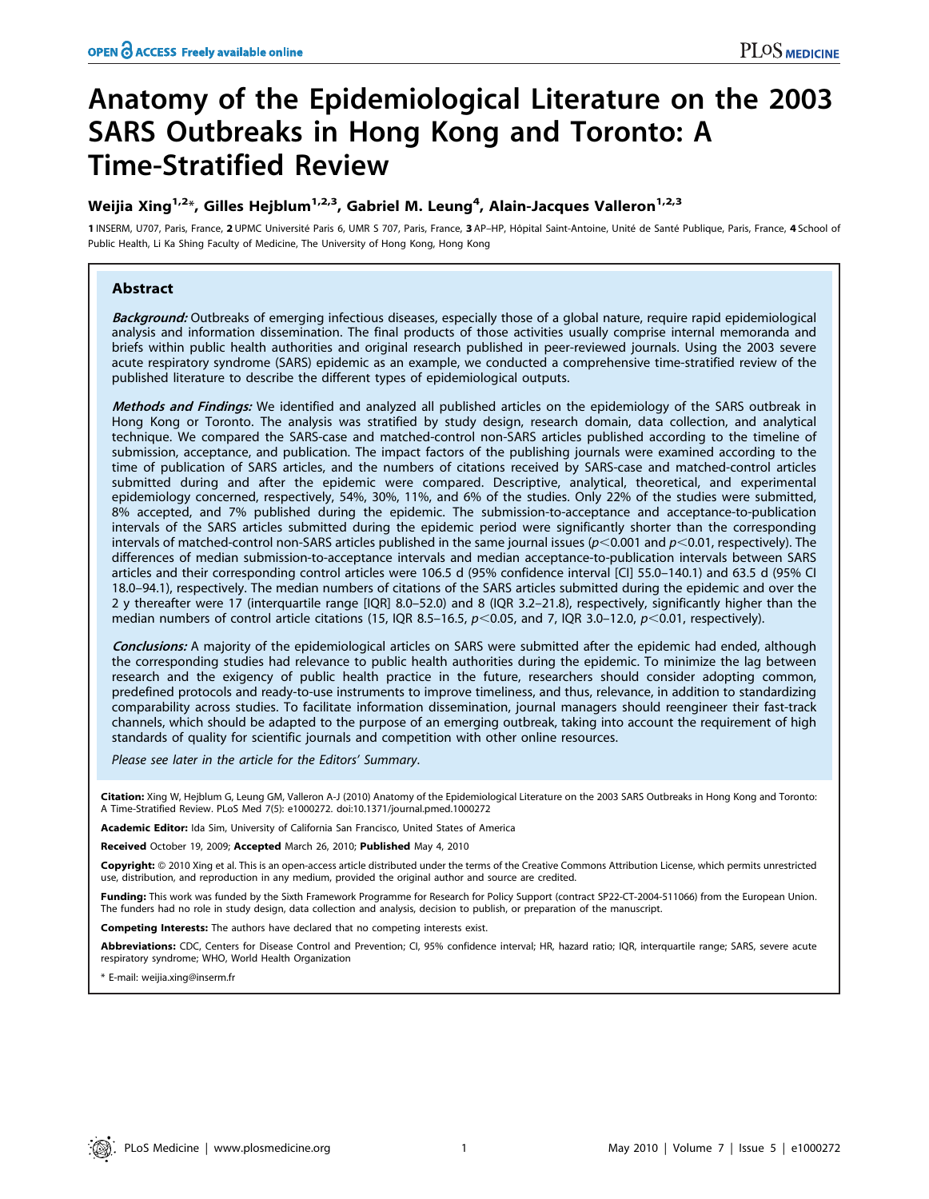# Anatomy of the Epidemiological Literature on the 2003 SARS Outbreaks in Hong Kong and Toronto: A Time-Stratified Review

**Weijia Xing[1,2]*, Gilles Hejblum[1,2,3], Gabriel M. Leung[4], Alain-Jacques Valleron[1,2,3]**

**1** INSERM, U707, Paris, France, **2** UPMC Université Paris 6, UMR S 707, Paris, France, **3** AP–HP, Hôpital Saint-Antoine, Unité de Santé Publique, Paris, France, **4** School of Public Health, Li Ka Shing Faculty of Medicine, The University of Hong Kong, Hong Kong

## Abstract

***Background:*** Outbreaks of emerging infectious diseases, especially those of a global nature, require rapid epidemiological analysis and information dissemination. The final products of those activities usually comprise internal memoranda and briefs within public health authorities and original research published in peer-reviewed journals. Using the 2003 severe acute respiratory syndrome (SARS) epidemic as an example, we conducted a comprehensive time-stratified review of the published literature to describe the different types of epidemiological outputs.

***Methods and Findings:*** We identified and analyzed all published articles on the epidemiology of the SARS outbreak in Hong Kong or Toronto. The analysis was stratified by study design, research domain, data collection, and analytical technique. We compared the SARS-case and matched-control non-SARS articles published according to the timeline of submission, acceptance, and publication. The impact factors of the publishing journals were examined according to the time of publication of SARS articles, and the numbers of citations received by SARS-case and matched-control articles submitted during and after the epidemic were compared. Descriptive, analytical, theoretical, and experimental epidemiology concerned, respectively, 54%, 30%, 11%, and 6% of the studies. Only 22% of the studies were submitted, 8% accepted, and 7% published during the epidemic. The submission-to-acceptance and acceptance-to-publication intervals of the SARS articles submitted during the epidemic period were significantly shorter than the corresponding intervals of matched-control non-SARS articles published in the same journal issues ($p<0.001$ and $p<0.01$, respectively). The differences of median submission-to-acceptance intervals and median acceptance-to-publication intervals between SARS articles and their corresponding control articles were 106.5 d (95% confidence interval [CI] 55.0–140.1) and 63.5 d (95% CI 18.0–94.1), respectively. The median numbers of citations of the SARS articles submitted during the epidemic and over the 2 y thereafter were 17 (interquartile range [IQR] 8.0–52.0) and 8 (IQR 3.2–21.8), respectively, significantly higher than the median numbers of control article citations (15, IQR 8.5–16.5, $p<0.05$, and 7, IQR 3.0–12.0, $p<0.01$, respectively).

***Conclusions:*** A majority of the epidemiological articles on SARS were submitted after the epidemic had ended, although the corresponding studies had relevance to public health authorities during the epidemic. To minimize the lag between research and the exigency of public health practice in the future, researchers should consider adopting common, predefined protocols and ready-to-use instruments to improve timeliness, and thus, relevance, in addition to standardizing comparability across studies. To facilitate information dissemination, journal managers should reengineer their fast-track channels, which should be adapted to the purpose of an emerging outbreak, taking into account the requirement of high standards of quality for scientific journals and competition with other online resources.

*Please see later in the article for the Editors' Summary.*

**Citation:** Xing W, Hejblum G, Leung GM, Valleron A-J (2010) Anatomy of the Epidemiological Literature on the 2003 SARS Outbreaks in Hong Kong and Toronto: A Time-Stratified Review. PLoS Med 7(5): e1000272. doi:10.1371/journal.pmed.1000272

**Academic Editor:** Ida Sim, University of California San Francisco, United States of America

**Received** October 19, 2009; **Accepted** March 26, 2010; **Published** May 4, 2010

**Copyright:** © 2010 Xing et al. This is an open-access article distributed under the terms of the Creative Commons Attribution License, which permits unrestricted use, distribution, and reproduction in any medium, provided the original author and source are credited.

**Funding:** This work was funded by the Sixth Framework Programme for Research for Policy Support (contract SP22-CT-2004-511066) from the European Union. The funders had no role in study design, data collection and analysis, decision to publish, or preparation of the manuscript.

**Competing Interests:** The authors have declared that no competing interests exist.

**Abbreviations:** CDC, Centers for Disease Control and Prevention; CI, 95% confidence interval; HR, hazard ratio; IQR, interquartile range; SARS, severe acute respiratory syndrome; WHO, World Health Organization

* E-mail: weijia.xing@inserm.fr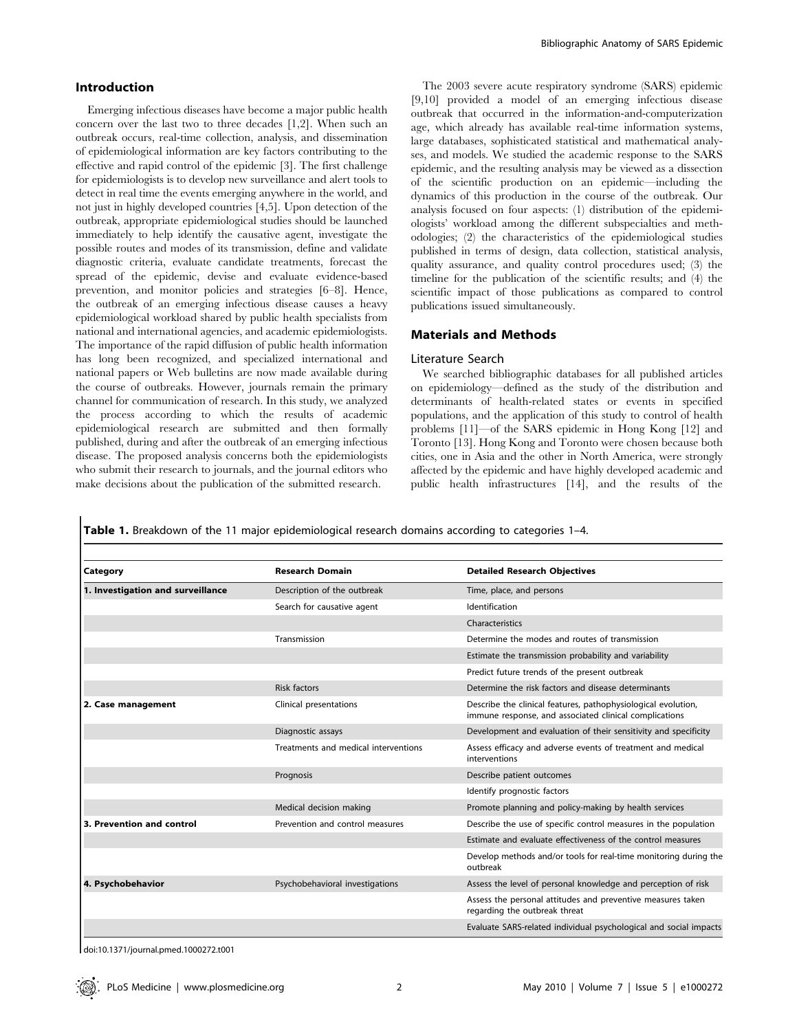## Introduction

Emerging infectious diseases have become a major public health concern over the last two to three decades [1,2]. When such an outbreak occurs, real-time collection, analysis, and dissemination of epidemiological information are key factors contributing to the effective and rapid control of the epidemic [3]. The first challenge for epidemiologists is to develop new surveillance and alert tools to detect in real time the events emerging anywhere in the world, and not just in highly developed countries [4,5]. Upon detection of the outbreak, appropriate epidemiological studies should be launched immediately to help identify the causative agent, investigate the possible routes and modes of its transmission, define and validate diagnostic criteria, evaluate candidate treatments, forecast the spread of the epidemic, devise and evaluate evidence-based prevention, and monitor policies and strategies [6–8]. Hence, the outbreak of an emerging infectious disease causes a heavy epidemiological workload shared by public health specialists from national and international agencies, and academic epidemiologists. The importance of the rapid diffusion of public health information has long been recognized, and specialized international and national papers or Web bulletins are now made available during the course of outbreaks. However, journals remain the primary channel for communication of research. In this study, we analyzed the process according to which the results of academic epidemiological research are submitted and then formally published, during and after the outbreak of an emerging infectious disease. The proposed analysis concerns both the epidemiologists who submit their research to journals, and the journal editors who make decisions about the publication of the submitted research.

The 2003 severe acute respiratory syndrome (SARS) epidemic [9,10] provided a model of an emerging infectious disease outbreak that occurred in the information-and-computerization age, which already has available real-time information systems, large databases, sophisticated statistical and mathematical analyses, and models. We studied the academic response to the SARS epidemic, and the resulting analysis may be viewed as a dissection of the scientific production on an epidemic—including the dynamics of this production in the course of the outbreak. Our analysis focused on four aspects: (1) distribution of the epidemiologists' workload among the different subspecialties and methodologies; (2) the characteristics of the epidemiological studies published in terms of design, data collection, statistical analysis, quality assurance, and quality control procedures used; (3) the timeline for the publication of the scientific results; and (4) the scientific impact of those publications as compared to control publications issued simultaneously.

## Materials and Methods

### Literature Search

We searched bibliographic databases for all published articles on epidemiology—defined as the study of the distribution and determinants of health-related states or events in specified populations, and the application of this study to control of health problems [11]—of the SARS epidemic in Hong Kong [12] and Toronto [13]. Hong Kong and Toronto were chosen because both cities, one in Asia and the other in North America, were strongly affected by the epidemic and have highly developed academic and public health infrastructures [14], and the results of the

**Table 1.** Breakdown of the 11 major epidemiological research domains according to categories 1–4.

| Category | Research Domain | Detailed Research Objectives |
|---|---|---|
| **1. Investigation and surveillance** | Description of the outbreak | Time, place, and persons |
| | Search for causative agent | Identification |
| | | Characteristics |
| | Transmission | Determine the modes and routes of transmission |
| | | Estimate the transmission probability and variability |
| | | Predict future trends of the present outbreak |
| | Risk factors | Determine the risk factors and disease determinants |
| **2. Case management** | Clinical presentations | Describe the clinical features, pathophysiological evolution, immune response, and associated clinical complications |
| | Diagnostic assays | Development and evaluation of their sensitivity and specificity |
| | Treatments and medical interventions | Assess efficacy and adverse events of treatment and medical interventions |
| | Prognosis | Describe patient outcomes |
| | | Identify prognostic factors |
| | Medical decision making | Promote planning and policy-making by health services |
| **3. Prevention and control** | Prevention and control measures | Describe the use of specific control measures in the population |
| | | Estimate and evaluate effectiveness of the control measures |
| | | Develop methods and/or tools for real-time monitoring during the outbreak |
| **4. Psychobehavior** | Psychobehavioral investigations | Assess the level of personal knowledge and perception of risk |
| | | Assess the personal attitudes and preventive measures taken regarding the outbreak threat |
| | | Evaluate SARS-related individual psychological and social impacts |

doi:10.1371/journal.pmed.1000272.t001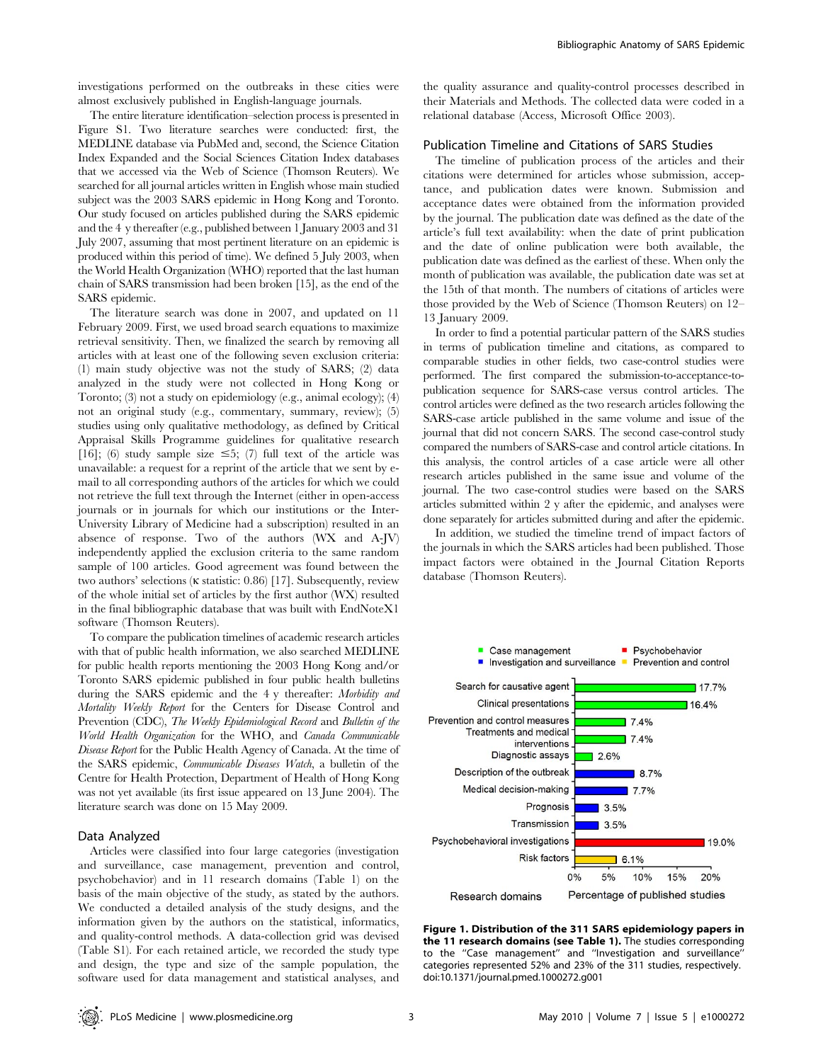investigations performed on the outbreaks in these cities were almost exclusively published in English-language journals.

The entire literature identification–selection process is presented in Figure S1. Two literature searches were conducted: first, the MEDLINE database via PubMed and, second, the Science Citation Index Expanded and the Social Sciences Citation Index databases that we accessed via the Web of Science (Thomson Reuters). We searched for all journal articles written in English whose main studied subject was the 2003 SARS epidemic in Hong Kong and Toronto. Our study focused on articles published during the SARS epidemic and the 4 y thereafter (e.g., published between 1 January 2003 and 31 July 2007, assuming that most pertinent literature on an epidemic is produced within this period of time). We defined 5 July 2003, when the World Health Organization (WHO) reported that the last human chain of SARS transmission had been broken [15], as the end of the SARS epidemic.

The literature search was done in 2007, and updated on 11 February 2009. First, we used broad search equations to maximize retrieval sensitivity. Then, we finalized the search by removing all articles with at least one of the following seven exclusion criteria: (1) main study objective was not the study of SARS; (2) data analyzed in the study were not collected in Hong Kong or Toronto; (3) not a study on epidemiology (e.g., animal ecology); (4) not an original study (e.g., commentary, summary, review); (5) studies using only qualitative methodology, as defined by Critical Appraisal Skills Programme guidelines for qualitative research [16]; (6) study sample size $\leq 5$; (7) full text of the article was unavailable: a request for a reprint of the article that we sent by e-mail to all corresponding authors of the articles for which we could not retrieve the full text through the Internet (either in open-access journals or in journals for which our institutions or the Inter-University Library of Medicine had a subscription) resulted in an absence of response. Two of the authors (WX and A-JV) independently applied the exclusion criteria to the same random sample of 100 articles. Good agreement was found between the two authors' selections ($\kappa$ statistic: 0.86) [17]. Subsequently, review of the whole initial set of articles by the first author (WX) resulted in the final bibliographic database that was built with EndNoteX1 software (Thomson Reuters).

To compare the publication timelines of academic research articles with that of public health information, we also searched MEDLINE for public health reports mentioning the 2003 Hong Kong and/or Toronto SARS epidemic published in four public health bulletins during the SARS epidemic and the 4 y thereafter: *Morbidity and Mortality Weekly Report* for the Centers for Disease Control and Prevention (CDC), *The Weekly Epidemiological Record* and *Bulletin of the World Health Organization* for the WHO, and *Canada Communicable Disease Report* for the Public Health Agency of Canada. At the time of the SARS epidemic, *Communicable Diseases Watch*, a bulletin of the Centre for Health Protection, Department of Health of Hong Kong was not yet available (its first issue appeared on 13 June 2004). The literature search was done on 15 May 2009.

## Data Analyzed

Articles were classified into four large categories (investigation and surveillance, case management, prevention and control, psychobehavior) and in 11 research domains (Table 1) on the basis of the main objective of the study, as stated by the authors. We conducted a detailed analysis of the study designs, and the information given by the authors on the statistical, informatics, and quality-control methods. A data-collection grid was devised (Table S1). For each retained article, we recorded the study type and design, the type and size of the sample population, the software used for data management and statistical analyses, and the quality assurance and quality-control processes described in their Materials and Methods. The collected data were coded in a relational database (Access, Microsoft Office 2003).

## Publication Timeline and Citations of SARS Studies

The timeline of publication process of the articles and their citations were determined for articles whose submission, acceptance, and publication dates were known. Submission and acceptance dates were obtained from the information provided by the journal. The publication date was defined as the date of the article's full text availability: when the date of print publication and the date of online publication were both available, the publication date was defined as the earliest of these. When only the month of publication was available, the publication date was set at the 15th of that month. The numbers of citations of articles were those provided by the Web of Science (Thomson Reuters) on 12–13 January 2009.

In order to find a potential particular pattern of the SARS studies in terms of publication timeline and citations, as compared to comparable studies in other fields, two case-control studies were performed. The first compared the submission-to-acceptance-to-publication sequence for SARS-case versus control articles. The control articles were defined as the two research articles following the SARS-case article published in the same volume and issue of the journal that did not concern SARS. The second case-control study compared the numbers of SARS-case and control article citations. In this analysis, the control articles of a case article were all other research articles published in the same issue and volume of the journal. The two case-control studies were based on the SARS articles submitted within 2 y after the epidemic, and analyses were done separately for articles submitted during and after the epidemic.

In addition, we studied the timeline trend of impact factors of the journals in which the SARS articles had been published. Those impact factors were obtained in the Journal Citation Reports database (Thomson Reuters).

**Figure 1. Distribution of the 311 SARS epidemiology papers in the 11 research domains (see Table 1).** The studies corresponding to the "Case management" and "Investigation and surveillance" categories represented 52% and 23% of the 311 studies, respectively.
doi:10.1371/journal.pmed.1000272.g001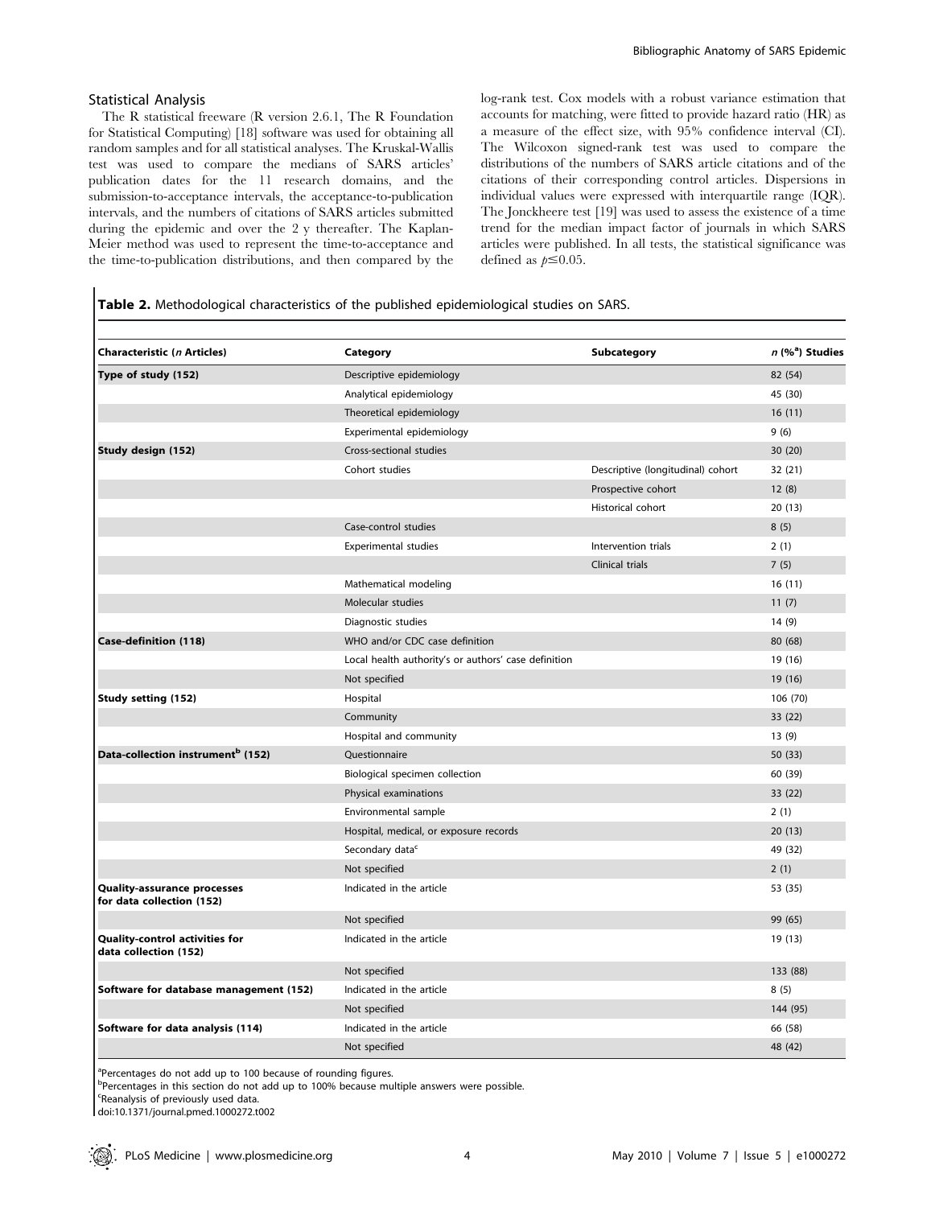### Statistical Analysis

The R statistical freeware (R version 2.6.1, The R Foundation for Statistical Computing) [18] software was used for obtaining all random samples and for all statistical analyses. The Kruskal-Wallis test was used to compare the medians of SARS articles' publication dates for the 11 research domains, and the submission-to-acceptance intervals, the acceptance-to-publication intervals, and the numbers of citations of SARS articles submitted during the epidemic and over the 2 y thereafter. The Kaplan-Meier method was used to represent the time-to-acceptance and the time-to-publication distributions, and then compared by the log-rank test. Cox models with a robust variance estimation that accounts for matching, were fitted to provide hazard ratio (HR) as a measure of the effect size, with 95% confidence interval (CI). The Wilcoxon signed-rank test was used to compare the distributions of the numbers of SARS article citations and of the citations of their corresponding control articles. Dispersions in individual values were expressed with interquartile range (IQR). The Jonckheere test [19] was used to assess the existence of a time trend for the median impact factor of journals in which SARS articles were published. In all tests, the statistical significance was defined as $p \leq 0.05$.

**Table 2.** Methodological characteristics of the published epidemiological studies on SARS.

| Characteristic (*n* Articles) | Category | Subcategory | *n* (%[a]) Studies |
|---|---|---|---|
| **Type of study (152)** | Descriptive epidemiology | | 82 (54) |
| | Analytical epidemiology | | 45 (30) |
| | Theoretical epidemiology | | 16 (11) |
| | Experimental epidemiology | | 9 (6) |
| **Study design (152)** | Cross-sectional studies | | 30 (20) |
| | Cohort studies | Descriptive (longitudinal) cohort | 32 (21) |
| | | Prospective cohort | 12 (8) |
| | | Historical cohort | 20 (13) |
| | Case-control studies | | 8 (5) |
| | Experimental studies | Intervention trials | 2 (1) |
| | | Clinical trials | 7 (5) |
| | Mathematical modeling | | 16 (11) |
| | Molecular studies | | 11 (7) |
| | Diagnostic studies | | 14 (9) |
| **Case-definition (118)** | WHO and/or CDC case definition | | 80 (68) |
| | Local health authority's or authors' case definition | | 19 (16) |
| | Not specified | | 19 (16) |
| **Study setting (152)** | Hospital | | 106 (70) |
| | Community | | 33 (22) |
| | Hospital and community | | 13 (9) |
| **Data-collection instrument[b] (152)** | Questionnaire | | 50 (33) |
| | Biological specimen collection | | 60 (39) |
| | Physical examinations | | 33 (22) |
| | Environmental sample | | 2 (1) |
| | Hospital, medical, or exposure records | | 20 (13) |
| | Secondary data[c] | | 49 (32) |
| | Not specified | | 2 (1) |
| **Quality-assurance processes for data collection (152)** | Indicated in the article | | 53 (35) |
| | Not specified | | 99 (65) |
| **Quality-control activities for data collection (152)** | Indicated in the article | | 19 (13) |
| | Not specified | | 133 (88) |
| **Software for database management (152)** | Indicated in the article | | 8 (5) |
| | Not specified | | 144 (95) |
| **Software for data analysis (114)** | Indicated in the article | | 66 (58) |
| | Not specified | | 48 (42) |

[a]Percentages do not add up to 100 because of rounding figures.
[b]Percentages in this section do not add up to 100% because multiple answers were possible.
[c]Reanalysis of previously used data.
doi:10.1371/journal.pmed.1000272.t002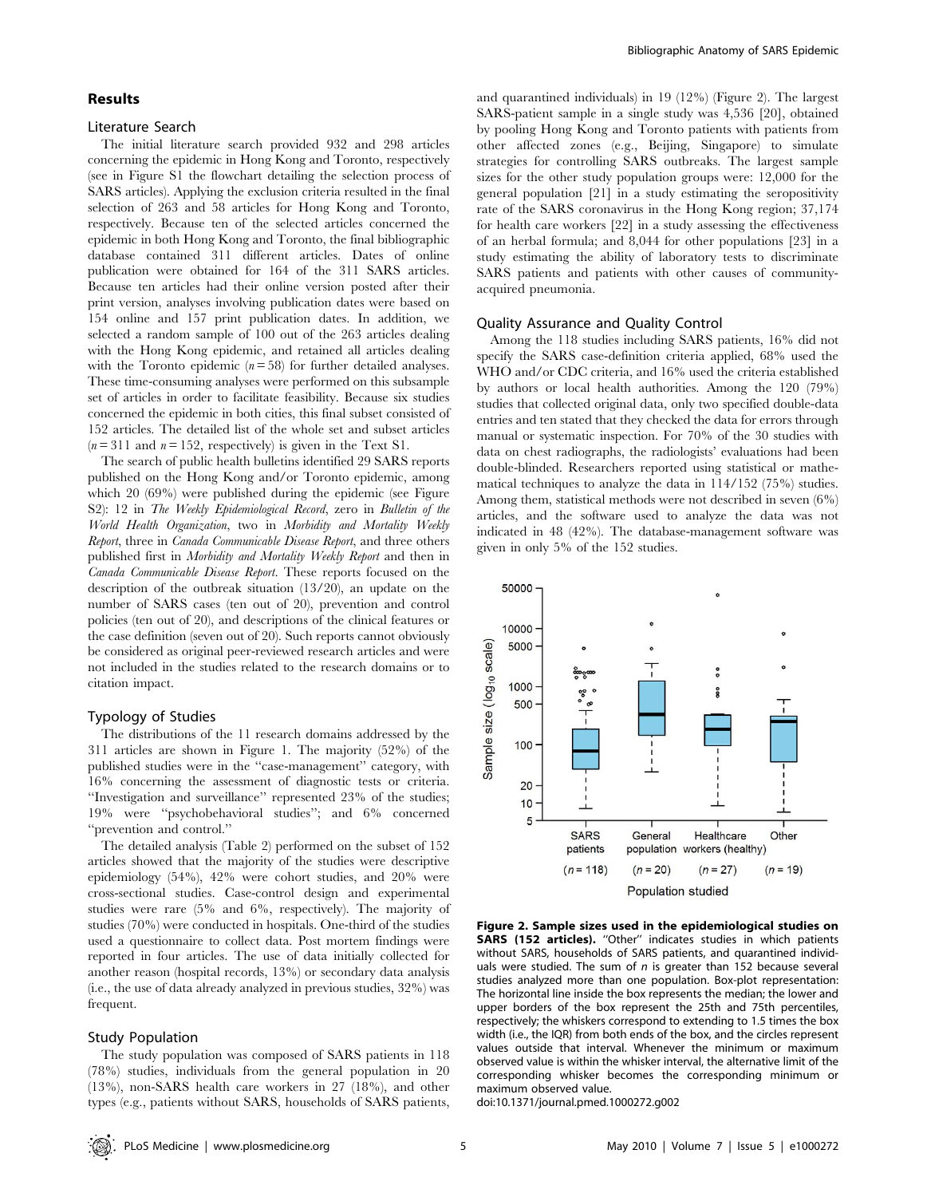## Results

### Literature Search

The initial literature search provided 932 and 298 articles concerning the epidemic in Hong Kong and Toronto, respectively (see in Figure S1 the flowchart detailing the selection process of SARS articles). Applying the exclusion criteria resulted in the final selection of 263 and 58 articles for Hong Kong and Toronto, respectively. Because ten of the selected articles concerned the epidemic in both Hong Kong and Toronto, the final bibliographic database contained 311 different articles. Dates of online publication were obtained for 164 of the 311 SARS articles. Because ten articles had their online version posted after their print version, analyses involving publication dates were based on 154 online and 157 print publication dates. In addition, we selected a random sample of 100 out of the 263 articles dealing with the Hong Kong epidemic, and retained all articles dealing with the Toronto epidemic ($n = 58$) for further detailed analyses. These time-consuming analyses were performed on this subsample set of articles in order to facilitate feasibility. Because six studies concerned the epidemic in both cities, this final subset consisted of 152 articles. The detailed list of the whole set and subset articles ($n = 311$ and $n = 152$, respectively) is given in the Text S1.

The search of public health bulletins identified 29 SARS reports published on the Hong Kong and/or Toronto epidemic, among which 20 (69%) were published during the epidemic (see Figure S2): 12 in *The Weekly Epidemiological Record*, zero in *Bulletin of the World Health Organization*, two in *Morbidity and Mortality Weekly Report*, three in *Canada Communicable Disease Report*, and three others published first in *Morbidity and Mortality Weekly Report* and then in *Canada Communicable Disease Report*. These reports focused on the description of the outbreak situation (13/20), an update on the number of SARS cases (ten out of 20), prevention and control policies (ten out of 20), and descriptions of the clinical features or the case definition (seven out of 20). Such reports cannot obviously be considered as original peer-reviewed research articles and were not included in the studies related to the research domains or to citation impact.

### Typology of Studies

The distributions of the 11 research domains addressed by the 311 articles are shown in Figure 1. The majority (52%) of the published studies were in the "case-management" category, with 16% concerning the assessment of diagnostic tests or criteria. "Investigation and surveillance" represented 23% of the studies; 19% were "psychobehavioral studies"; and 6% concerned "prevention and control."

The detailed analysis (Table 2) performed on the subset of 152 articles showed that the majority of the studies were descriptive epidemiology (54%), 42% were cohort studies, and 20% were cross-sectional studies. Case-control design and experimental studies were rare (5% and 6%, respectively). The majority of studies (70%) were conducted in hospitals. One-third of the studies used a questionnaire to collect data. Post mortem findings were reported in four articles. The use of data initially collected for another reason (hospital records, 13%) or secondary data analysis (i.e., the use of data already analyzed in previous studies, 32%) was frequent.

### Study Population

The study population was composed of SARS patients in 118 (78%) studies, individuals from the general population in 20 (13%), non-SARS health care workers in 27 (18%), and other types (e.g., patients without SARS, households of SARS patients, and quarantined individuals) in 19 (12%) (Figure 2). The largest SARS-patient sample in a single study was 4,536 [20], obtained by pooling Hong Kong and Toronto patients with patients from other affected zones (e.g., Beijing, Singapore) to simulate strategies for controlling SARS outbreaks. The largest sample sizes for the other study population groups were: 12,000 for the general population [21] in a study estimating the seropositivity rate of the SARS coronavirus in the Hong Kong region; 37,174 for health care workers [22] in a study assessing the effectiveness of an herbal formula; and 8,044 for other populations [23] in a study estimating the ability of laboratory tests to discriminate SARS patients and patients with other causes of community-acquired pneumonia.

### Quality Assurance and Quality Control

Among the 118 studies including SARS patients, 16% did not specify the SARS case-definition criteria applied, 68% used the WHO and/or CDC criteria, and 16% used the criteria established by authors or local health authorities. Among the 120 (79%) studies that collected original data, only two specified double-data entries and ten stated that they checked the data for errors through manual or systematic inspection. For 70% of the 30 studies with data on chest radiographs, the radiologists' evaluations had been double-blinded. Researchers reported using statistical or mathematical techniques to analyze the data in 114/152 (75%) studies. Among them, statistical methods were not described in seven (6%) articles, and the software used to analyze the data was not indicated in 48 (42%). The database-management software was given in only 5% of the 152 studies.

**Figure 2. Sample sizes used in the epidemiological studies on SARS (152 articles).** "Other" indicates studies in which patients without SARS, households of SARS patients, and quarantined individuals were studied. The sum of $n$ is greater than 152 because several studies analyzed more than one population. Box-plot representation: The horizontal line inside the box represents the median; the lower and upper borders of the box represent the 25th and 75th percentiles, respectively; the whiskers correspond to extending to 1.5 times the box width (i.e., the IQR) from both ends of the box, and the circles represent values outside that interval. Whenever the minimum or maximum observed value is within the whisker interval, the alternative limit of the corresponding whisker becomes the corresponding minimum or maximum observed value.
doi:10.1371/journal.pmed.1000272.g002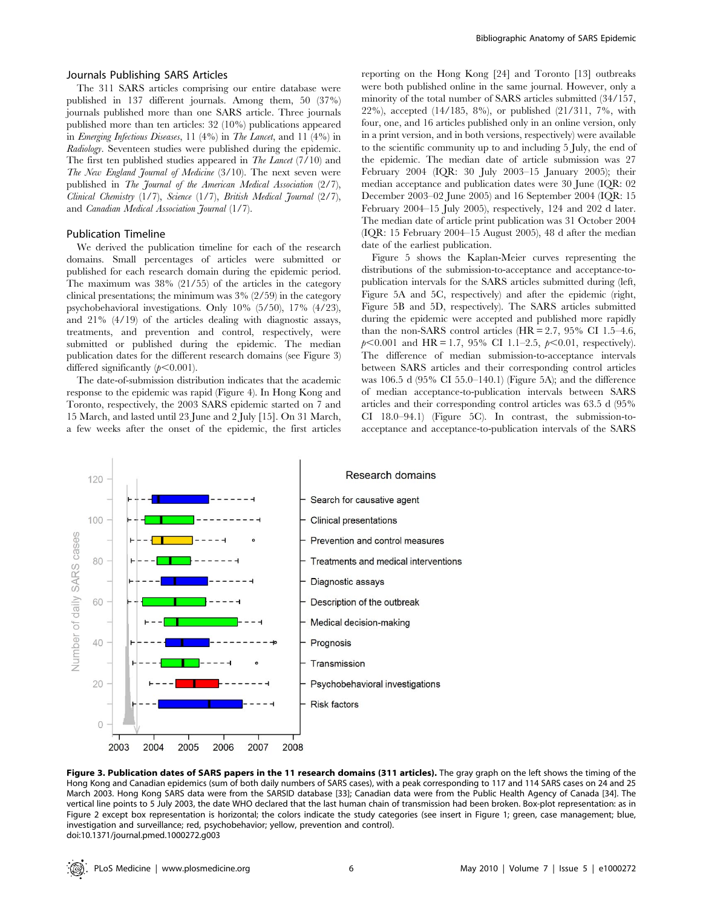### Journals Publishing SARS Articles

The 311 SARS articles comprising our entire database were published in 137 different journals. Among them, 50 (37%) journals published more than one SARS article. Three journals published more than ten articles: 32 (10%) publications appeared in *Emerging Infectious Diseases*, 11 (4%) in *The Lancet*, and 11 (4%) in *Radiology*. Seventeen studies were published during the epidemic. The first ten published studies appeared in *The Lancet* (7/10) and *The New England Journal of Medicine* (3/10). The next seven were published in *The Journal of the American Medical Association* (2/7), *Clinical Chemistry* (1/7), *Science* (1/7), *British Medical Journal* (2/7), and *Canadian Medical Association Journal* (1/7).

### Publication Timeline

We derived the publication timeline for each of the research domains. Small percentages of articles were submitted or published for each research domain during the epidemic period. The maximum was 38% (21/55) of the articles in the category clinical presentations; the minimum was 3% (2/59) in the category psychobehavioral investigations. Only 10% (5/50), 17% (4/23), and 21% (4/19) of the articles dealing with diagnostic assays, treatments, and prevention and control, respectively, were submitted or published during the epidemic. The median publication dates for the different research domains (see Figure 3) differed significantly ($p<0.001$).

The date-of-submission distribution indicates that the academic response to the epidemic was rapid (Figure 4). In Hong Kong and Toronto, respectively, the 2003 SARS epidemic started on 7 and 15 March, and lasted until 23 June and 2 July [15]. On 31 March, a few weeks after the onset of the epidemic, the first articles reporting on the Hong Kong [24] and Toronto [13] outbreaks were both published online in the same journal. However, only a minority of the total number of SARS articles submitted (34/157, 22%), accepted (14/185, 8%), or published (21/311, 7%, with four, one, and 16 articles published only in an online version, only in a print version, and in both versions, respectively) were available to the scientific community up to and including 5 July, the end of the epidemic. The median date of article submission was 27 February 2004 (IQR: 30 July 2003–15 January 2005); their median acceptance and publication dates were 30 June (IQR: 02 December 2003–02 June 2005) and 16 September 2004 (IQR: 15 February 2004–15 July 2005), respectively, 124 and 202 d later. The median date of article print publication was 31 October 2004 (IQR: 15 February 2004–15 August 2005), 48 d after the median date of the earliest publication.

Figure 5 shows the Kaplan-Meier curves representing the distributions of the submission-to-acceptance and acceptance-to-publication intervals for the SARS articles submitted during (left, Figure 5A and 5C, respectively) and after the epidemic (right, Figure 5B and 5D, respectively). The SARS articles submitted during the epidemic were accepted and published more rapidly than the non-SARS control articles (HR = 2.7, 95% CI 1.5–4.6, $p<0.001$ and HR = 1.7, 95% CI 1.1–2.5, $p<0.01$, respectively). The difference of median submission-to-acceptance intervals between SARS articles and their corresponding control articles was 106.5 d (95% CI 55.0–140.1) (Figure 5A); and the difference of median acceptance-to-publication intervals between SARS articles and their corresponding control articles was 63.5 d (95% CI 18.0–94.1) (Figure 5C). In contrast, the submission-to-acceptance and acceptance-to-publication intervals of the SARS

**Figure 3. Publication dates of SARS papers in the 11 research domains (311 articles).** The gray graph on the left shows the timing of the Hong Kong and Canadian epidemics (sum of both daily numbers of SARS cases), with a peak corresponding to 117 and 114 SARS cases on 24 and 25 March 2003. Hong Kong SARS data were from the SARSID database [33]; Canadian data were from the Public Health Agency of Canada [34]. The vertical line points to 5 July 2003, the date WHO declared that the last human chain of transmission had been broken. Box-plot representation: as in Figure 2 except box representation is horizontal; the colors indicate the study categories (see insert in Figure 1; green, case management; blue, investigation and surveillance; red, psychobehavior; yellow, prevention and control).
doi:10.1371/journal.pmed.1000272.g003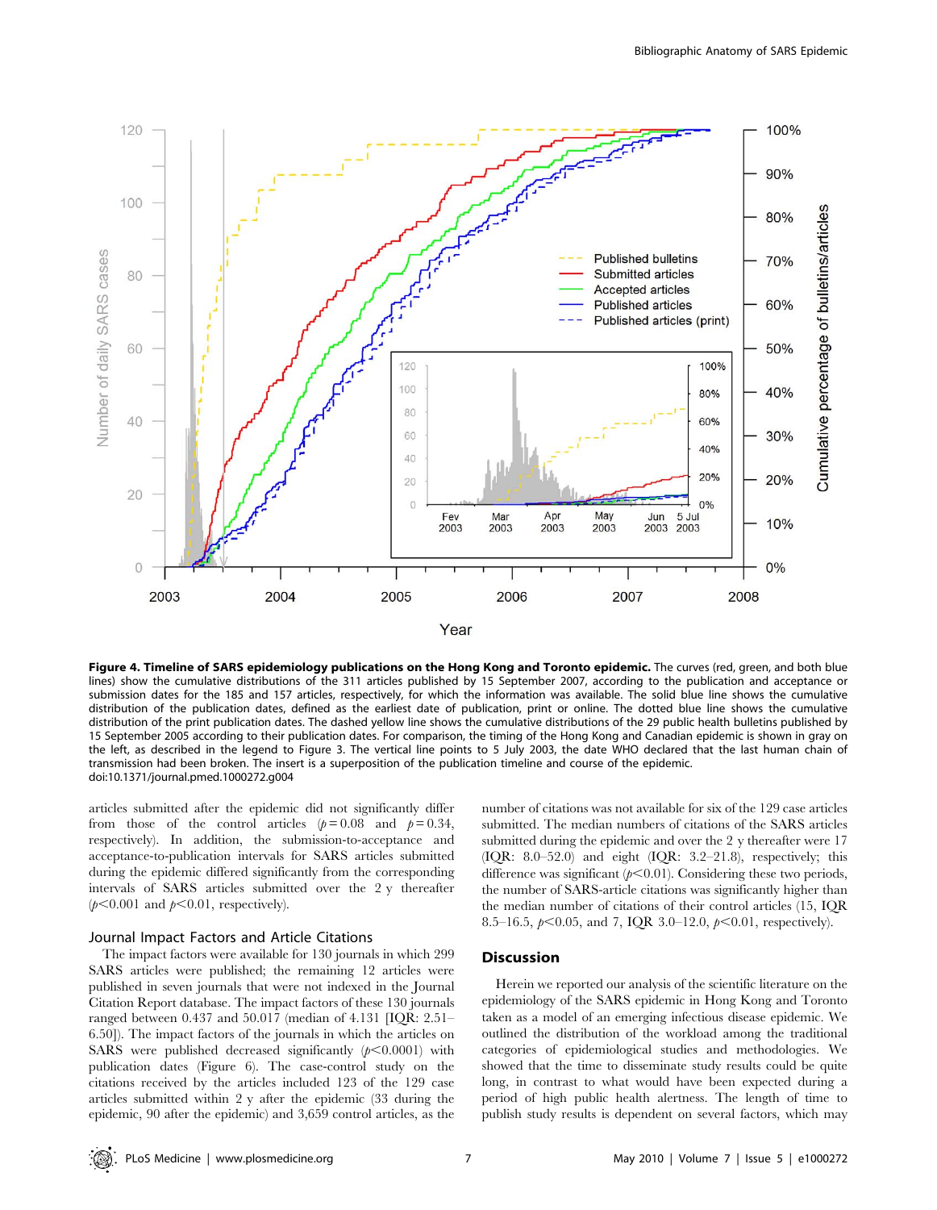**Figure 4. Timeline of SARS epidemiology publications on the Hong Kong and Toronto epidemic.** The curves (red, green, and both blue lines) show the cumulative distributions of the 311 articles published by 15 September 2007, according to the publication and acceptance or submission dates for the 185 and 157 articles, respectively, for which the information was available. The solid blue line shows the cumulative distribution of the publication dates, defined as the earliest date of publication, print or online. The dotted blue line shows the cumulative distribution of the print publication dates. The dashed yellow line shows the cumulative distributions of the 29 public health bulletins published by 15 September 2005 according to their publication dates. For comparison, the timing of the Hong Kong and Canadian epidemic is shown in gray on the left, as described in the legend to Figure 3. The vertical line points to 5 July 2003, the date WHO declared that the last human chain of transmission had been broken. The insert is a superposition of the publication timeline and course of the epidemic.
doi:10.1371/journal.pmed.1000272.g004

articles submitted after the epidemic did not significantly differ from those of the control articles ($p = 0.08$ and $p = 0.34$, respectively). In addition, the submission-to-acceptance and acceptance-to-publication intervals for SARS articles submitted during the epidemic differed significantly from the corresponding intervals of SARS articles submitted over the 2 y thereafter ($p < 0.001$ and $p < 0.01$, respectively).

### Journal Impact Factors and Article Citations

The impact factors were available for 130 journals in which 299 SARS articles were published; the remaining 12 articles were published in seven journals that were not indexed in the Journal Citation Report database. The impact factors of these 130 journals ranged between 0.437 and 50.017 (median of 4.131 [IQR: 2.51–6.50]). The impact factors of the journals in which the articles on SARS were published decreased significantly ($p < 0.0001$) with publication dates (Figure 6). The case-control study on the citations received by the articles included 123 of the 129 case articles submitted within 2 y after the epidemic (33 during the epidemic, 90 after the epidemic) and 3,659 control articles, as the number of citations was not available for six of the 129 case articles submitted. The median numbers of citations of the SARS articles submitted during the epidemic and over the 2 y thereafter were 17 (IQR: 8.0–52.0) and eight (IQR: 3.2–21.8), respectively; this difference was significant ($p < 0.01$). Considering these two periods, the number of SARS-article citations was significantly higher than the median number of citations of their control articles (15, IQR 8.5–16.5, $p < 0.05$, and 7, IQR 3.0–12.0, $p < 0.01$, respectively).

## Discussion

Herein we reported our analysis of the scientific literature on the epidemiology of the SARS epidemic in Hong Kong and Toronto taken as a model of an emerging infectious disease epidemic. We outlined the distribution of the workload among the traditional categories of epidemiological studies and methodologies. We showed that the time to disseminate study results could be quite long, in contrast to what would have been expected during a period of high public health alertness. The length of time to publish study results is dependent on several factors, which may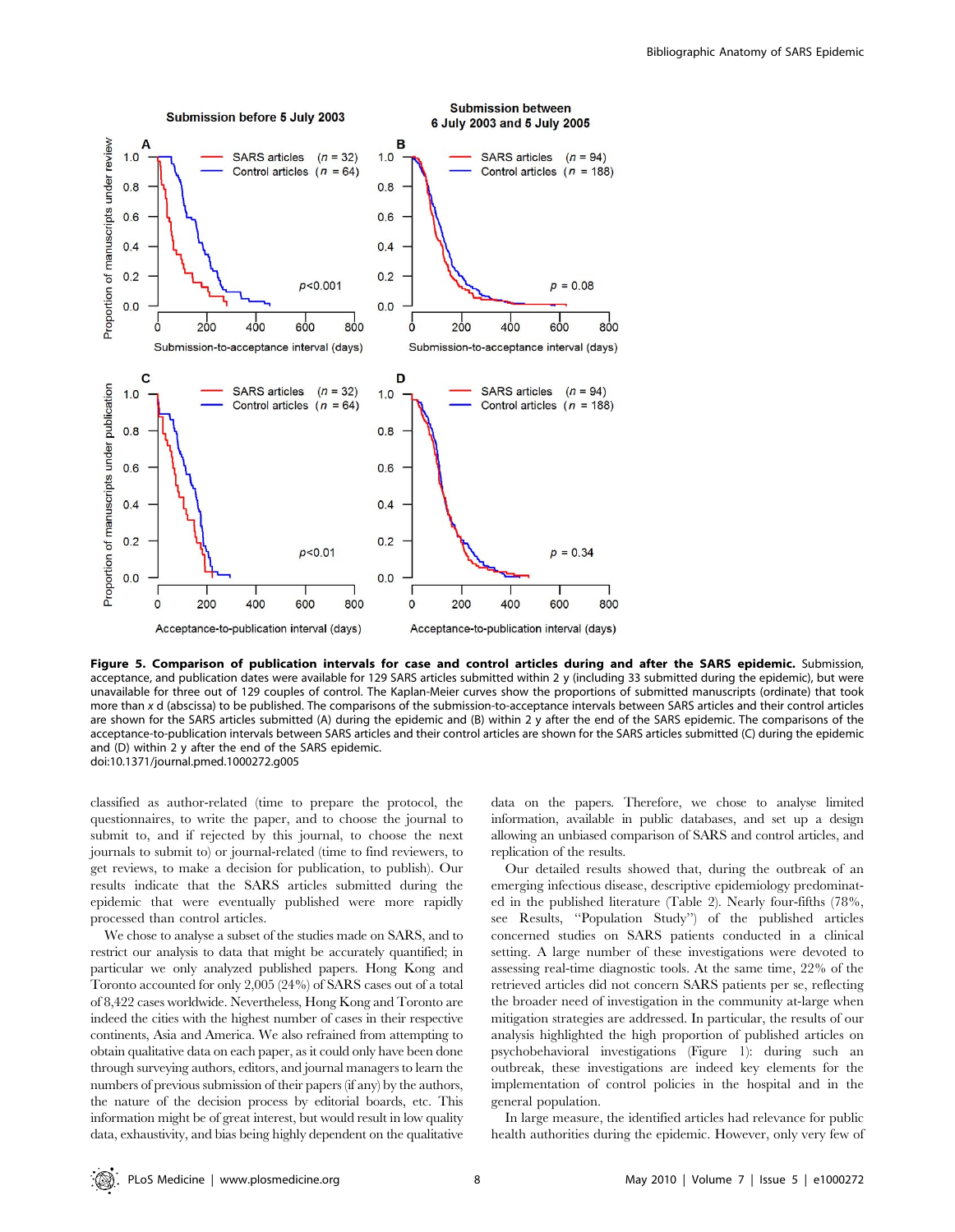**Figure 5. Comparison of publication intervals for case and control articles during and after the SARS epidemic.** Submission, acceptance, and publication dates were available for 129 SARS articles submitted within 2 y (including 33 submitted during the epidemic), but were unavailable for three out of 129 couples of control. The Kaplan-Meier curves show the proportions of submitted manuscripts (ordinate) that took more than *x* d (abscissa) to be published. The comparisons of the submission-to-acceptance intervals between SARS articles and their control articles are shown for the SARS articles submitted (A) during the epidemic and (B) within 2 y after the end of the SARS epidemic. The comparisons of the acceptance-to-publication intervals between SARS articles and their control articles are shown for the SARS articles submitted (C) during the epidemic and (D) within 2 y after the end of the SARS epidemic.
doi:10.1371/journal.pmed.1000272.g005

classified as author-related (time to prepare the protocol, the questionnaires, to write the paper, and to choose the journal to submit to, and if rejected by this journal, to choose the next journals to submit to) or journal-related (time to find reviewers, to get reviews, to make a decision for publication, to publish). Our results indicate that the SARS articles submitted during the epidemic that were eventually published were more rapidly processed than control articles.

We chose to analyse a subset of the studies made on SARS, and to restrict our analysis to data that might be accurately quantified; in particular we only analyzed published papers. Hong Kong and Toronto accounted for only 2,005 (24%) of SARS cases out of a total of 8,422 cases worldwide. Nevertheless, Hong Kong and Toronto are indeed the cities with the highest number of cases in their respective continents, Asia and America. We also refrained from attempting to obtain qualitative data on each paper, as it could only have been done through surveying authors, editors, and journal managers to learn the numbers of previous submission of their papers (if any) by the authors, the nature of the decision process by editorial boards, etc. This information might be of great interest, but would result in low quality data, exhaustivity, and bias being highly dependent on the qualitative data on the papers. Therefore, we chose to analyse limited information, available in public databases, and set up a design allowing an unbiased comparison of SARS and control articles, and replication of the results.

Our detailed results showed that, during the outbreak of an emerging infectious disease, descriptive epidemiology predominated in the published literature (Table 2). Nearly four-fifths (78%, see Results, "Population Study") of the published articles concerned studies on SARS patients conducted in a clinical setting. A large number of these investigations were devoted to assessing real-time diagnostic tools. At the same time, 22% of the retrieved articles did not concern SARS patients per se, reflecting the broader need of investigation in the community at-large when mitigation strategies are addressed. In particular, the results of our analysis highlighted the high proportion of published articles on psychobehavioral investigations (Figure 1): during such an outbreak, these investigations are indeed key elements for the implementation of control policies in the hospital and in the general population.

In large measure, the identified articles had relevance for public health authorities during the epidemic. However, only very few of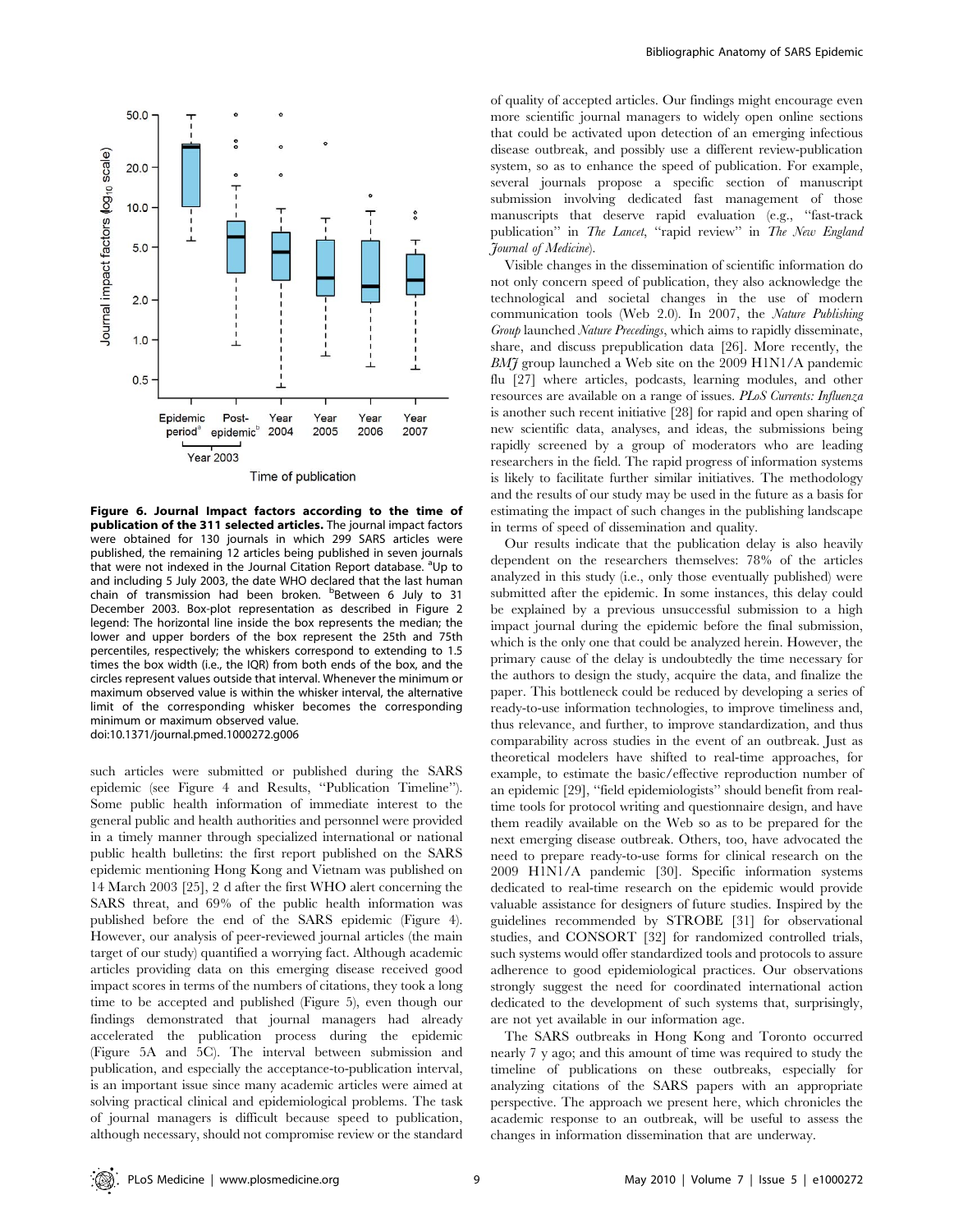**Figure 6. Journal Impact factors according to the time of publication of the 311 selected articles.** The journal impact factors were obtained for 130 journals in which 299 SARS articles were published, the remaining 12 articles being published in seven journals that were not indexed in the Journal Citation Report database. [a]Up to and including 5 July 2003, the date WHO declared that the last human chain of transmission had been broken. [b]Between 6 July to 31 December 2003. Box-plot representation as described in Figure 2 legend: The horizontal line inside the box represents the median; the lower and upper borders of the box represent the 25th and 75th percentiles, respectively; the whiskers correspond to extending to 1.5 times the box width (i.e., the IQR) from both ends of the box, and the circles represent values outside that interval. Whenever the minimum or maximum observed value is within the whisker interval, the alternative limit of the corresponding whisker becomes the corresponding minimum or maximum observed value.
doi:10.1371/journal.pmed.1000272.g006

such articles were submitted or published during the SARS epidemic (see Figure 4 and Results, "Publication Timeline"). Some public health information of immediate interest to the general public and health authorities and personnel were provided in a timely manner through specialized international or national public health bulletins: the first report published on the SARS epidemic mentioning Hong Kong and Vietnam was published on 14 March 2003 [25], 2 d after the first WHO alert concerning the SARS threat, and 69% of the public health information was published before the end of the SARS epidemic (Figure 4). However, our analysis of peer-reviewed journal articles (the main target of our study) quantified a worrying fact. Although academic articles providing data on this emerging disease received good impact scores in terms of the numbers of citations, they took a long time to be accepted and published (Figure 5), even though our findings demonstrated that journal managers had already accelerated the publication process during the epidemic (Figure 5A and 5C). The interval between submission and publication, and especially the acceptance-to-publication interval, is an important issue since many academic articles were aimed at solving practical clinical and epidemiological problems. The task of journal managers is difficult because speed to publication, although necessary, should not compromise review or the standard of quality of accepted articles. Our findings might encourage even more scientific journal managers to widely open online sections that could be activated upon detection of an emerging infectious disease outbreak, and possibly use a different review-publication system, so as to enhance the speed of publication. For example, several journals propose a specific section of manuscript submission involving dedicated fast management of those manuscripts that deserve rapid evaluation (e.g., "fast-track publication" in *The Lancet*, "rapid review" in *The New England Journal of Medicine*).

Visible changes in the dissemination of scientific information do not only concern speed of publication, they also acknowledge the technological and societal changes in the use of modern communication tools (Web 2.0). In 2007, the *Nature Publishing Group* launched *Nature Precedings*, which aims to rapidly disseminate, share, and discuss prepublication data [26]. More recently, the *BMJ* group launched a Web site on the 2009 H1N1/A pandemic flu [27] where articles, podcasts, learning modules, and other resources are available on a range of issues. *PLoS Currents: Influenza* is another such recent initiative [28] for rapid and open sharing of new scientific data, analyses, and ideas, the submissions being rapidly screened by a group of moderators who are leading researchers in the field. The rapid progress of information systems is likely to facilitate further similar initiatives. The methodology and the results of our study may be used in the future as a basis for estimating the impact of such changes in the publishing landscape in terms of speed of dissemination and quality.

Our results indicate that the publication delay is also heavily dependent on the researchers themselves: 78% of the articles analyzed in this study (i.e., only those eventually published) were submitted after the epidemic. In some instances, this delay could be explained by a previous unsuccessful submission to a high impact journal during the epidemic before the final submission, which is the only one that could be analyzed herein. However, the primary cause of the delay is undoubtedly the time necessary for the authors to design the study, acquire the data, and finalize the paper. This bottleneck could be reduced by developing a series of ready-to-use information technologies, to improve timeliness and, thus relevance, and further, to improve standardization, and thus comparability across studies in the event of an outbreak. Just as theoretical modelers have shifted to real-time approaches, for example, to estimate the basic/effective reproduction number of an epidemic [29], "field epidemiologists" should benefit from real-time tools for protocol writing and questionnaire design, and have them readily available on the Web so as to be prepared for the next emerging disease outbreak. Others, too, have advocated the need to prepare ready-to-use forms for clinical research on the 2009 H1N1/A pandemic [30]. Specific information systems dedicated to real-time research on the epidemic would provide valuable assistance for designers of future studies. Inspired by the guidelines recommended by STROBE [31] for observational studies, and CONSORT [32] for randomized controlled trials, such systems would offer standardized tools and protocols to assure adherence to good epidemiological practices. Our observations strongly suggest the need for coordinated international action dedicated to the development of such systems that, surprisingly, are not yet available in our information age.

The SARS outbreaks in Hong Kong and Toronto occurred nearly 7 y ago; and this amount of time was required to study the timeline of publications on these outbreaks, especially for analyzing citations of the SARS papers with an appropriate perspective. The approach we present here, which chronicles the academic response to an outbreak, will be useful to assess the changes in information dissemination that are underway.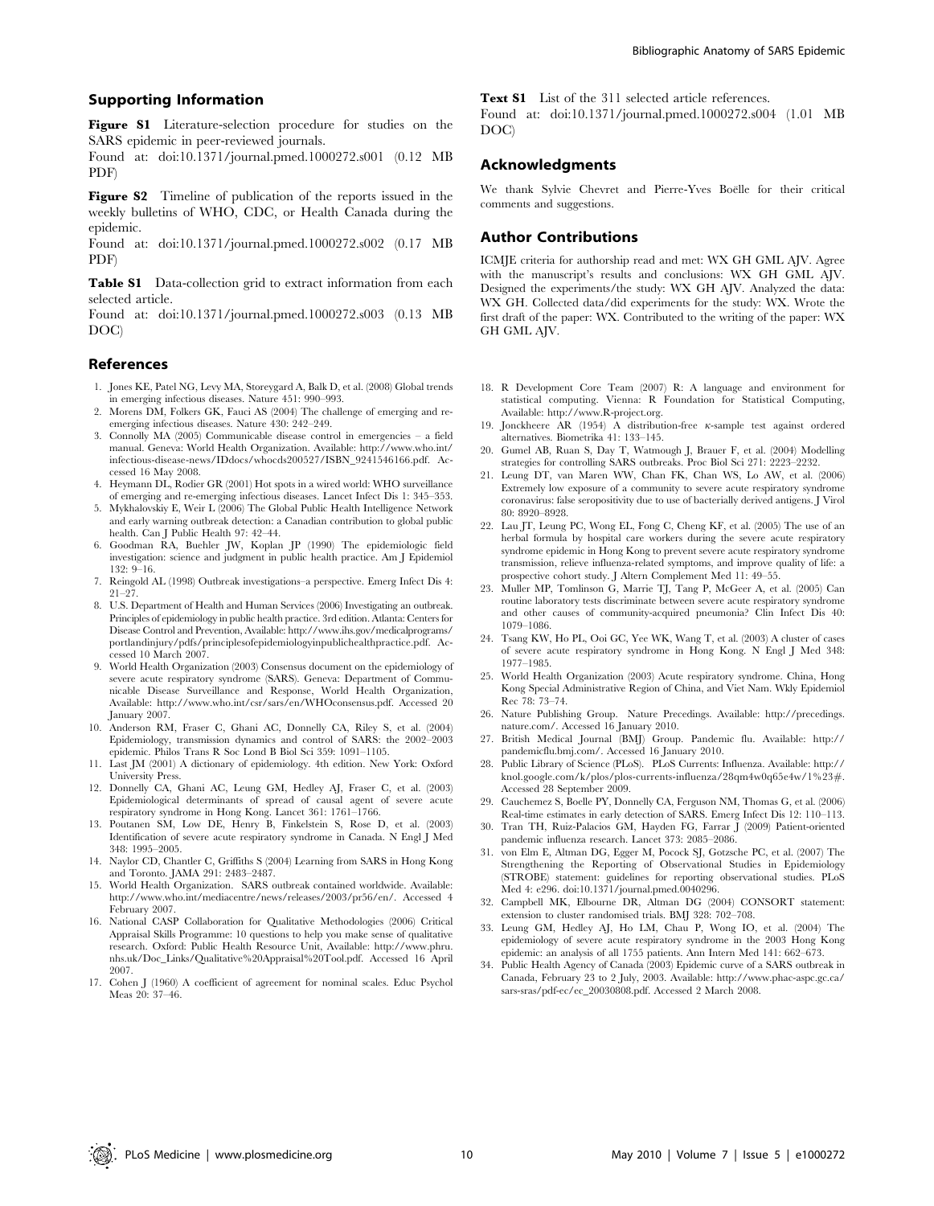## Supporting Information

**Figure S1** Literature-selection procedure for studies on the SARS epidemic in peer-reviewed journals.

Found at: doi:10.1371/journal.pmed.1000272.s001 (0.12 MB PDF)

**Figure S2** Timeline of publication of the reports issued in the weekly bulletins of WHO, CDC, or Health Canada during the epidemic.

Found at: doi:10.1371/journal.pmed.1000272.s002 (0.17 MB PDF)

**Table S1** Data-collection grid to extract information from each selected article.

Found at: doi:10.1371/journal.pmed.1000272.s003 (0.13 MB DOC)

**Text S1** List of the 311 selected article references.

Found at: doi:10.1371/journal.pmed.1000272.s004 (1.01 MB DOC)

## Acknowledgments

We thank Sylvie Chevret and Pierre-Yves Boëlle for their critical comments and suggestions.

## Author Contributions

ICMJE criteria for authorship read and met: WX GH GML AJV. Agree with the manuscript's results and conclusions: WX GH GML AJV. Designed the experiments/the study: WX GH AJV. Analyzed the data: WX GH. Collected data/did experiments for the study: WX. Wrote the first draft of the paper: WX. Contributed to the writing of the paper: WX GH GML AJV.

## References

1. Jones KE, Patel NG, Levy MA, Storeygard A, Balk D, et al. (2008) Global trends in emerging infectious diseases. Nature 451: 990–993.
2. Morens DM, Folkers GK, Fauci AS (2004) The challenge of emerging and re-emerging infectious diseases. Nature 430: 242–249.
3. Connolly MA (2005) Communicable disease control in emergencies – a field manual. Geneva: World Health Organization. Available: http://www.who.int/infectious-disease-news/IDdocs/whocds200527/ISBN_9241546166.pdf. Accessed 16 May 2008.
4. Heymann DL, Rodier GR (2001) Hot spots in a wired world: WHO surveillance of emerging and re-emerging infectious diseases. Lancet Infect Dis 1: 345–353.
5. Mykhalovskiy E, Weir L (2006) The Global Public Health Intelligence Network and early warning outbreak detection: a Canadian contribution to global public health. Can J Public Health 97: 42–44.
6. Goodman RA, Buehler JW, Koplan JP (1990) The epidemiologic field investigation: science and judgment in public health practice. Am J Epidemiol 132: 9–16.
7. Reingold AL (1998) Outbreak investigations–a perspective. Emerg Infect Dis 4: 21–27.
8. U.S. Department of Health and Human Services (2006) Investigating an outbreak. Principles of epidemiology in public health practice. 3rd edition. Atlanta: Centers for Disease Control and Prevention, Available: http://www.ihs.gov/medicalprograms/portlandinjury/pdfs/principlesofepidemiologyinpublichealthpractice.pdf. Accessed 10 March 2007.
9. World Health Organization (2003) Consensus document on the epidemiology of severe acute respiratory syndrome (SARS). Geneva: Department of Communicable Disease Surveillance and Response, World Health Organization, Available: http://www.who.int/csr/sars/en/WHOconsensus.pdf. Accessed 20 January 2007.
10. Anderson RM, Fraser C, Ghani AC, Donnelly CA, Riley S, et al. (2004) Epidemiology, transmission dynamics and control of SARS: the 2002–2003 epidemic. Philos Trans R Soc Lond B Biol Sci 359: 1091–1105.
11. Last JM (2001) A dictionary of epidemiology. 4th edition. New York: Oxford University Press.
12. Donnelly CA, Ghani AC, Leung GM, Hedley AJ, Fraser C, et al. (2003) Epidemiological determinants of spread of causal agent of severe acute respiratory syndrome in Hong Kong. Lancet 361: 1761–1766.
13. Poutanen SM, Low DE, Henry B, Finkelstein S, Rose D, et al. (2003) Identification of severe acute respiratory syndrome in Canada. N Engl J Med 348: 1995–2005.
14. Naylor CD, Chantler C, Griffiths S (2004) Learning from SARS in Hong Kong and Toronto. JAMA 291: 2483–2487.
15. World Health Organization. SARS outbreak contained worldwide. Available: http://www.who.int/mediacentre/news/releases/2003/pr56/en/. Accessed 4 February 2007.
16. National CASP Collaboration for Qualitative Methodologies (2006) Critical Appraisal Skills Programme: 10 questions to help you make sense of qualitative research. Oxford: Public Health Resource Unit, Available: http://www.phru.nhs.uk/Doc_Links/Qualitative%20Appraisal%20Tool.pdf. Accessed 16 April 2007.
17. Cohen J (1960) A coefficient of agreement for nominal scales. Educ Psychol Meas 20: 37–46.
18. R Development Core Team (2007) R: A language and environment for statistical computing. Vienna: R Foundation for Statistical Computing, Available: http://www.R-project.org.
19. Jonckheere AR (1954) A distribution-free $\kappa$-sample test against ordered alternatives. Biometrika 41: 133–145.
20. Gumel AB, Ruan S, Day T, Watmough J, Brauer F, et al. (2004) Modelling strategies for controlling SARS outbreaks. Proc Biol Sci 271: 2223–2232.
21. Leung DT, van Maren WW, Chan FK, Chan WS, Lo AW, et al. (2006) Extremely low exposure of a community to severe acute respiratory syndrome coronavirus: false seropositivity due to use of bacterially derived antigens. J Virol 80: 8920–8928.
22. Lau JT, Leung PC, Wong EL, Fong C, Cheng KF, et al. (2005) The use of an herbal formula by hospital care workers during the severe acute respiratory syndrome epidemic in Hong Kong to prevent severe acute respiratory syndrome transmission, relieve influenza-related symptoms, and improve quality of life: a prospective cohort study. J Altern Complement Med 11: 49–55.
23. Muller MP, Tomlinson G, Marrie TJ, Tang P, McGeer A, et al. (2005) Can routine laboratory tests discriminate between severe acute respiratory syndrome and other causes of community-acquired pneumonia? Clin Infect Dis 40: 1079–1086.
24. Tsang KW, Ho PL, Ooi GC, Yee WK, Wang T, et al. (2003) A cluster of cases of severe acute respiratory syndrome in Hong Kong. N Engl J Med 348: 1977–1985.
25. World Health Organization (2003) Acute respiratory syndrome. China, Hong Kong Special Administrative Region of China, and Viet Nam. Wkly Epidemiol Rec 78: 73–74.
26. Nature Publishing Group. Nature Precedings. Available: http://precedings.nature.com/. Accessed 16 January 2010.
27. British Medical Journal (BMJ) Group. Pandemic flu. Available: http://pandemicflu.bmj.com/. Accessed 16 January 2010.
28. Public Library of Science (PLoS). PLoS Currents: Influenza. Available: http://knol.google.com/k/plos/plos-currents-influenza/28qm4w0q65e4w/1%23#. Accessed 28 September 2009.
29. Cauchemez S, Boelle PY, Donnelly CA, Ferguson NM, Thomas G, et al. (2006) Real-time estimates in early detection of SARS. Emerg Infect Dis 12: 110–113.
30. Tran TH, Ruiz-Palacios GM, Hayden FG, Farrar J (2009) Patient-oriented pandemic influenza research. Lancet 373: 2085–2086.
31. von Elm E, Altman DG, Egger M, Pocock SJ, Gotzsche PC, et al. (2007) The Strengthening the Reporting of Observational Studies in Epidemiology (STROBE) statement: guidelines for reporting observational studies. PLoS Med 4: e296. doi:10.1371/journal.pmed.0040296.
32. Campbell MK, Elbourne DR, Altman DG (2004) CONSORT statement: extension to cluster randomised trials. BMJ 328: 702–708.
33. Leung GM, Hedley AJ, Ho LM, Chau P, Wong IO, et al. (2004) The epidemiology of severe acute respiratory syndrome in the 2003 Hong Kong epidemic: an analysis of all 1755 patients. Ann Intern Med 141: 662–673.
34. Public Health Agency of Canada (2003) Epidemic curve of a SARS outbreak in Canada, February 23 to 2 July, 2003. Available: http://www.phac-aspc.gc.ca/sars-sras/pdf-ec/ec_20030808.pdf. Accessed 2 March 2008.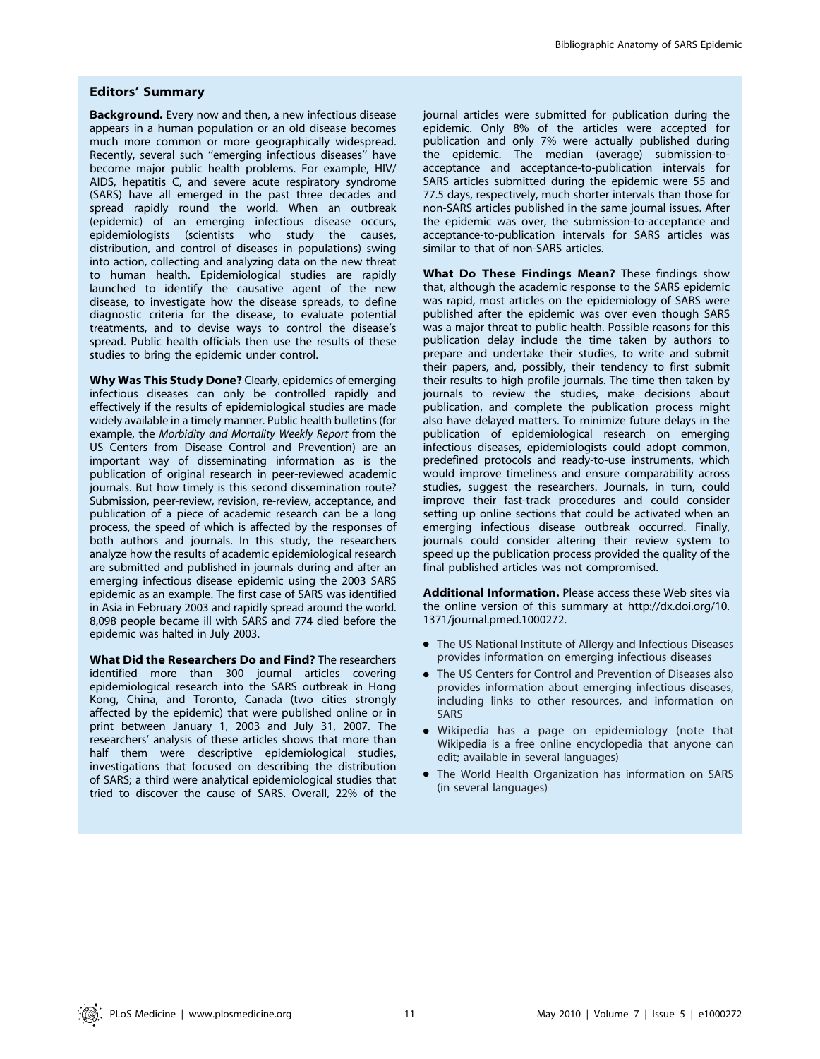## Editors' Summary

**Background.** Every now and then, a new infectious disease appears in a human population or an old disease becomes much more common or more geographically widespread. Recently, several such ''emerging infectious diseases'' have become major public health problems. For example, HIV/AIDS, hepatitis C, and severe acute respiratory syndrome (SARS) have all emerged in the past three decades and spread rapidly round the world. When an outbreak (epidemic) of an emerging infectious disease occurs, epidemiologists (scientists who study the causes, distribution, and control of diseases in populations) swing into action, collecting and analyzing data on the new threat to human health. Epidemiological studies are rapidly launched to identify the causative agent of the new disease, to investigate how the disease spreads, to define diagnostic criteria for the disease, to evaluate potential treatments, and to devise ways to control the disease's spread. Public health officials then use the results of these studies to bring the epidemic under control.

**Why Was This Study Done?** Clearly, epidemics of emerging infectious diseases can only be controlled rapidly and effectively if the results of epidemiological studies are made widely available in a timely manner. Public health bulletins (for example, the *Morbidity and Mortality Weekly Report* from the US Centers from Disease Control and Prevention) are an important way of disseminating information as is the publication of original research in peer-reviewed academic journals. But how timely is this second dissemination route? Submission, peer-review, revision, re-review, acceptance, and publication of a piece of academic research can be a long process, the speed of which is affected by the responses of both authors and journals. In this study, the researchers analyze how the results of academic epidemiological research are submitted and published in journals during and after an emerging infectious disease epidemic using the 2003 SARS epidemic as an example. The first case of SARS was identified in Asia in February 2003 and rapidly spread around the world. 8,098 people became ill with SARS and 774 died before the epidemic was halted in July 2003.

**What Did the Researchers Do and Find?** The researchers identified more than 300 journal articles covering epidemiological research into the SARS outbreak in Hong Kong, China, and Toronto, Canada (two cities strongly affected by the epidemic) that were published online or in print between January 1, 2003 and July 31, 2007. The researchers' analysis of these articles shows that more than half them were descriptive epidemiological studies, investigations that focused on describing the distribution of SARS; a third were analytical epidemiological studies that tried to discover the cause of SARS. Overall, 22% of the journal articles were submitted for publication during the epidemic. Only 8% of the articles were accepted for publication and only 7% were actually published during the epidemic. The median (average) submission-to-acceptance and acceptance-to-publication intervals for SARS articles submitted during the epidemic were 55 and 77.5 days, respectively, much shorter intervals than those for non-SARS articles published in the same journal issues. After the epidemic was over, the submission-to-acceptance and acceptance-to-publication intervals for SARS articles was similar to that of non-SARS articles.

**What Do These Findings Mean?** These findings show that, although the academic response to the SARS epidemic was rapid, most articles on the epidemiology of SARS were published after the epidemic was over even though SARS was a major threat to public health. Possible reasons for this publication delay include the time taken by authors to prepare and undertake their studies, to write and submit their papers, and, possibly, their tendency to first submit their results to high profile journals. The time then taken by journals to review the studies, make decisions about publication, and complete the publication process might also have delayed matters. To minimize future delays in the publication of epidemiological research on emerging infectious diseases, epidemiologists could adopt common, predefined protocols and ready-to-use instruments, which would improve timeliness and ensure comparability across studies, suggest the researchers. Journals, in turn, could improve their fast-track procedures and could consider setting up online sections that could be activated when an emerging infectious disease outbreak occurred. Finally, journals could consider altering their review system to speed up the publication process provided the quality of the final published articles was not compromised.

**Additional Information.** Please access these Web sites via the online version of this summary at http://dx.doi.org/10.1371/journal.pmed.1000272.

- The US National Institute of Allergy and Infectious Diseases provides information on emerging infectious diseases
- The US Centers for Control and Prevention of Diseases also provides information about emerging infectious diseases, including links to other resources, and information on SARS
- Wikipedia has a page on epidemiology (note that Wikipedia is a free online encyclopedia that anyone can edit; available in several languages)
- The World Health Organization has information on SARS (in several languages)